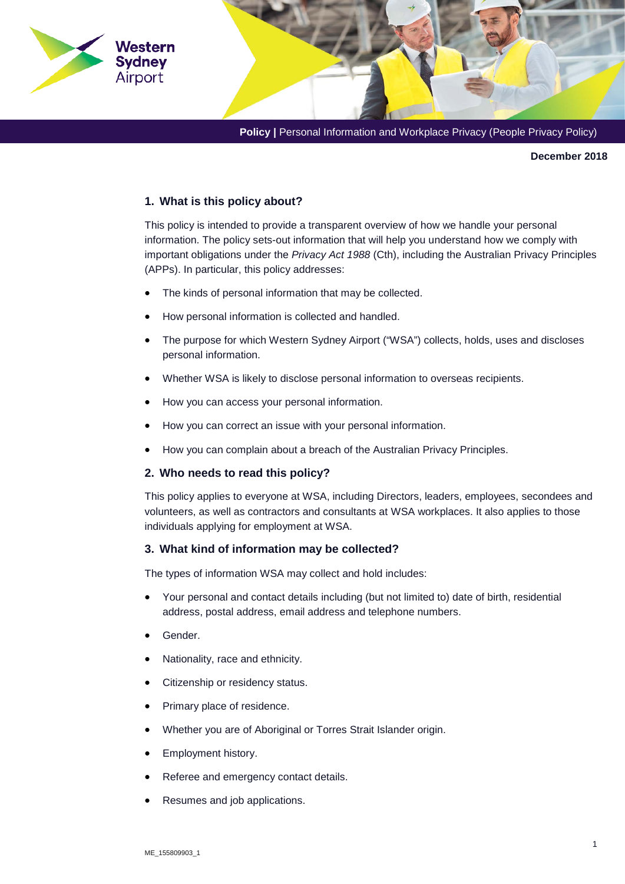**Policy |** Personal Information and Workplace Privacy (People Privacy Policy)

**December 2018**

## 1. What is this policy about?

This policy is intended to provide a transparent overview of how we handle your personal information. The policy sets-out information that will help you understand how we comply with important obligations under the *Privacy Act 1988* (Cth), including the Australian Privacy Principles (APPs). In particular, this policy addresses:

- The kinds of personal information that may be collected.
- How personal information is collected and handled.
- The purpose for which Western Sydney Airport ("WSA") collects, holds, uses and discloses personal information.
- Whether WSA is likely to disclose personal information to overseas recipients.
- How you can access your personal information.
- How you can correct an issue with your personal information.
- How you can complain about a breach of the Australian Privacy Principles.

## 2. Who needs to read this policy?

This policy applies to everyone at WSA, including Directors, leaders, employees, secondees and volunteers, as well as contractors and consultants at WSA workplaces. It also applies to those individuals applying for employment at WSA.

## 3. What kind of information may be collected?

The types of information WSA may collect and hold includes:

- Your personal and contact details including (but not limited to) date of birth, residential address, postal address, email address and telephone numbers.
- Gender.
- Nationality, race and ethnicity.
- Citizenship or residency status.
- Primary place of residence.
- Whether you are of Aboriginal or Torres Strait Islander origin.
- Employment history.
- Referee and emergency contact details.
- Resumes and job applications.

ME_155809903_1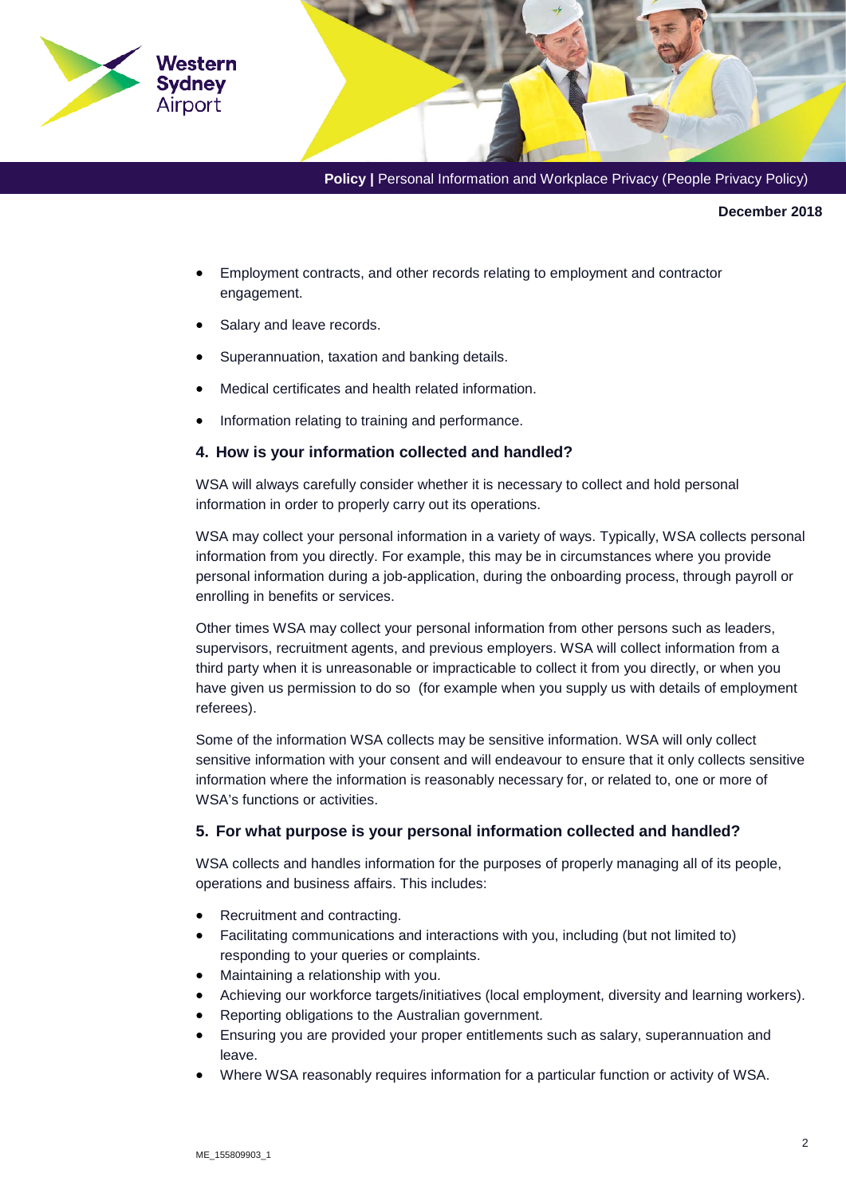- Employment contracts, and other records relating to employment and contractor engagement.
- Salary and leave records.
- Superannuation, taxation and banking details.
- Medical certificates and health related information.
- Information relating to training and performance.

## 4. How is your information collected and handled?

WSA will always carefully consider whether it is necessary to collect and hold personal information in order to properly carry out its operations.

WSA may collect your personal information in a variety of ways. Typically, WSA collects personal information from you directly. For example, this may be in circumstances where you provide personal information during a job-application, during the onboarding process, through payroll or enrolling in benefits or services.

Other times WSA may collect your personal information from other persons such as leaders, supervisors, recruitment agents, and previous employers. WSA will collect information from a third party when it is unreasonable or impracticable to collect it from you directly, or when you have given us permission to do so (for example when you supply us with details of employment referees).

Some of the information WSA collects may be sensitive information. WSA will only collect sensitive information with your consent and will endeavour to ensure that it only collects sensitive information where the information is reasonably necessary for, or related to, one or more of WSA's functions or activities.

## 5. For what purpose is your personal information collected and handled?

WSA collects and handles information for the purposes of properly managing all of its people, operations and business affairs. This includes:

- Recruitment and contracting.
- Facilitating communications and interactions with you, including (but not limited to) responding to your queries or complaints.
- Maintaining a relationship with you.
- Achieving our workforce targets/initiatives (local employment, diversity and learning workers).
- Reporting obligations to the Australian government.
- Ensuring you are provided your proper entitlements such as salary, superannuation and leave.
- Where WSA reasonably requires information for a particular function or activity of WSA.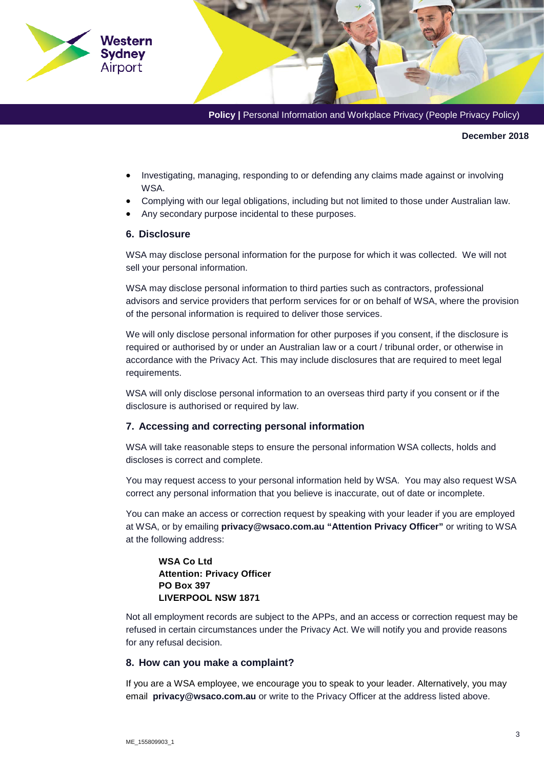- Investigating, managing, responding to or defending any claims made against or involving WSA.
- Complying with our legal obligations, including but not limited to those under Australian law.
- Any secondary purpose incidental to these purposes.

## 6. Disclosure

WSA may disclose personal information for the purpose for which it was collected. We will not sell your personal information.

WSA may disclose personal information to third parties such as contractors, professional advisors and service providers that perform services for or on behalf of WSA, where the provision of the personal information is required to deliver those services.

We will only disclose personal information for other purposes if you consent, if the disclosure is required or authorised by or under an Australian law or a court / tribunal order, or otherwise in accordance with the Privacy Act. This may include disclosures that are required to meet legal requirements.

WSA will only disclose personal information to an overseas third party if you consent or if the disclosure is authorised or required by law.

## 7. Accessing and correcting personal information

WSA will take reasonable steps to ensure the personal information WSA collects, holds and discloses is correct and complete.

You may request access to your personal information held by WSA. You may also request WSA correct any personal information that you believe is inaccurate, out of date or incomplete.

You can make an access or correction request by speaking with your leader if you are employed at WSA, or by emailing **privacy@wsaco.com.au "Attention Privacy Officer"** or writing to WSA at the following address:

> **WSA Co Ltd**
> **Attention: Privacy Officer**
> **PO Box 397**
> **LIVERPOOL NSW 1871**

Not all employment records are subject to the APPs, and an access or correction request may be refused in certain circumstances under the Privacy Act. We will notify you and provide reasons for any refusal decision.

## 8. How can you make a complaint?

If you are a WSA employee, we encourage you to speak to your leader. Alternatively, you may email **privacy@wsaco.com.au** or write to the Privacy Officer at the address listed above.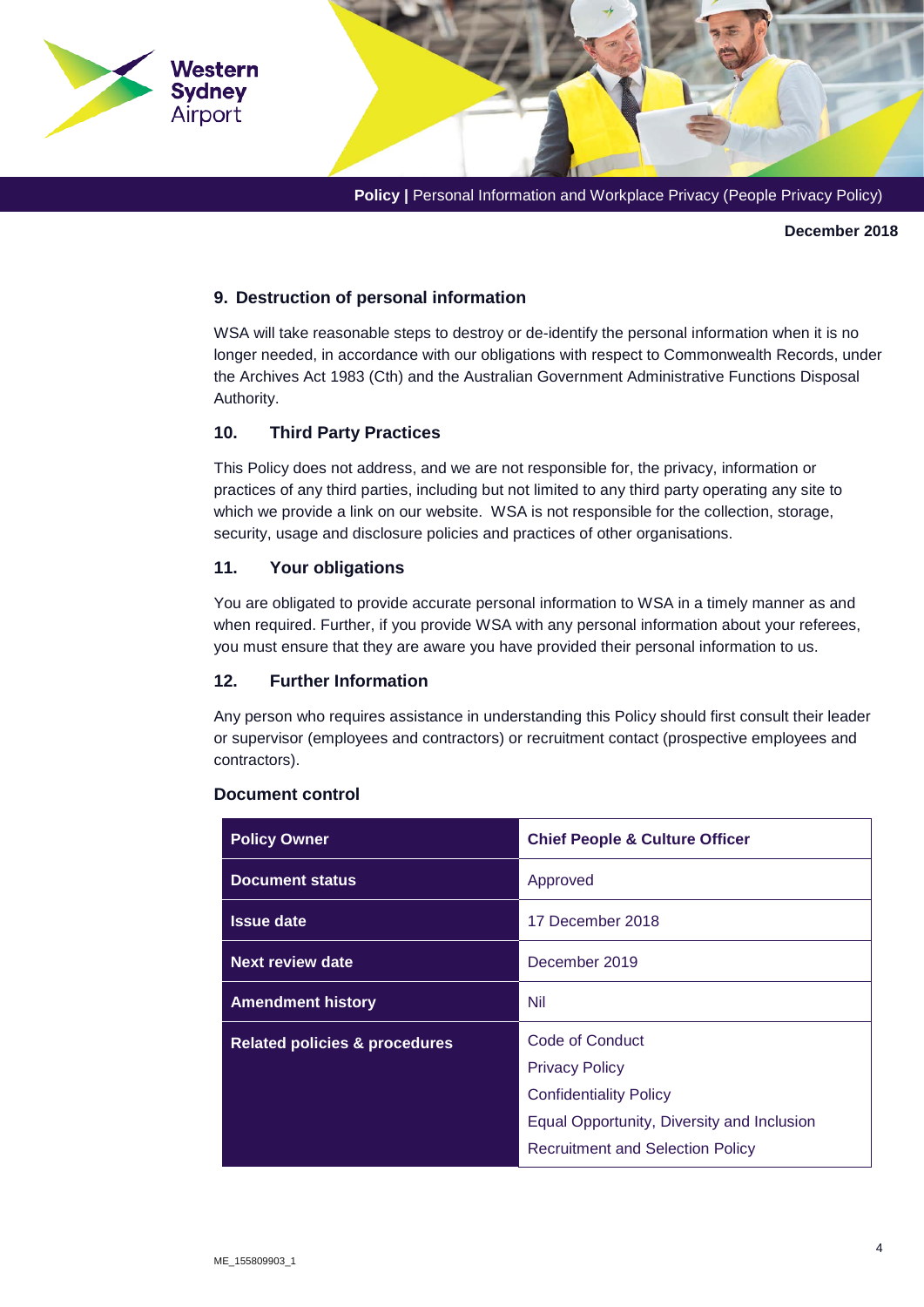## 9. Destruction of personal information

WSA will take reasonable steps to destroy or de-identify the personal information when it is no longer needed, in accordance with our obligations with respect to Commonwealth Records, under the Archives Act 1983 (Cth) and the Australian Government Administrative Functions Disposal Authority.

## 10. Third Party Practices

This Policy does not address, and we are not responsible for, the privacy, information or practices of any third parties, including but not limited to any third party operating any site to which we provide a link on our website. WSA is not responsible for the collection, storage, security, usage and disclosure policies and practices of other organisations.

## 11. Your obligations

You are obligated to provide accurate personal information to WSA in a timely manner as and when required. Further, if you provide WSA with any personal information about your referees, you must ensure that they are aware you have provided their personal information to us.

## 12. Further Information

Any person who requires assistance in understanding this Policy should first consult their leader or supervisor (employees and contractors) or recruitment contact (prospective employees and contractors).

### Document control

| | |
|---|---|
| **Policy Owner** | **Chief People & Culture Officer** |
| **Document status** | Approved |
| **Issue date** | 17 December 2018 |
| **Next review date** | December 2019 |
| **Amendment history** | Nil |
| **Related policies & procedures** | Code of Conduct<br>Privacy Policy<br>Confidentiality Policy<br>Equal Opportunity, Diversity and Inclusion<br>Recruitment and Selection Policy |

ME_155809903_1